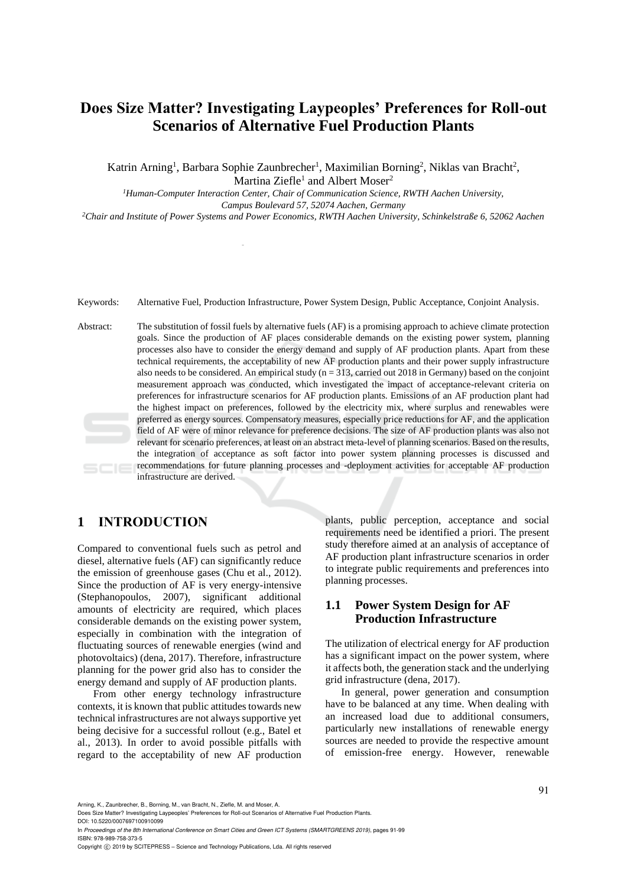# Does Size Matter? Investigating Laypeoples' Preferences for Roll-out Scenarios of Alternative Fuel Production Plants

Katrin Arning[1], Barbara Sophie Zaunbrecher[1], Maximilian Borning[2], Niklas van Bracht[2], Martina Ziefle[1] and Albert Moser[2]

[1]*Human-Computer Interaction Center, Chair of Communication Science, RWTH Aachen University, Campus Boulevard 57, 52074 Aachen, Germany*

[2]*Chair and Institute of Power Systems and Power Economics, RWTH Aachen University, Schinkelstraße 6, 52062 Aachen*

Keywords: Alternative Fuel, Production Infrastructure, Power System Design, Public Acceptance, Conjoint Analysis.

Abstract: The substitution of fossil fuels by alternative fuels (AF) is a promising approach to achieve climate protection goals. Since the production of AF places considerable demands on the existing power system, planning processes also have to consider the energy demand and supply of AF production plants. Apart from these technical requirements, the acceptability of new AF production plants and their power supply infrastructure also needs to be considered. An empirical study (n = 313, carried out 2018 in Germany) based on the conjoint measurement approach was conducted, which investigated the impact of acceptance-relevant criteria on preferences for infrastructure scenarios for AF production plants. Emissions of an AF production plant had the highest impact on preferences, followed by the electricity mix, where surplus and renewables were preferred as energy sources. Compensatory measures, especially price reductions for AF, and the application field of AF were of minor relevance for preference decisions. The size of AF production plants was also not relevant for scenario preferences, at least on an abstract meta-level of planning scenarios. Based on the results, the integration of acceptance as soft factor into power system planning processes is discussed and recommendations for future planning processes and -deployment activities for acceptable AF production infrastructure are derived.

## 1 INTRODUCTION

Compared to conventional fuels such as petrol and diesel, alternative fuels (AF) can significantly reduce the emission of greenhouse gases (Chu et al., 2012). Since the production of AF is very energy-intensive (Stephanopoulos, 2007), significant additional amounts of electricity are required, which places considerable demands on the existing power system, especially in combination with the integration of fluctuating sources of renewable energies (wind and photovoltaics) (dena, 2017). Therefore, infrastructure planning for the power grid also has to consider the energy demand and supply of AF production plants.

From other energy technology infrastructure contexts, it is known that public attitudes towards new technical infrastructures are not always supportive yet being decisive for a successful rollout (e.g., Batel et al., 2013). In order to avoid possible pitfalls with regard to the acceptability of new AF production plants, public perception, acceptance and social requirements need be identified a priori. The present study therefore aimed at an analysis of acceptance of AF production plant infrastructure scenarios in order to integrate public requirements and preferences into planning processes.

### 1.1 Power System Design for AF Production Infrastructure

The utilization of electrical energy for AF production has a significant impact on the power system, where it affects both, the generation stack and the underlying grid infrastructure (dena, 2017).

In general, power generation and consumption have to be balanced at any time. When dealing with an increased load due to additional consumers, particularly new installations of renewable energy sources are needed to provide the respective amount of emission-free energy. However, renewable

Arning, K., Zaunbrecher, B., Borning, M., van Bracht, N., Ziefle, M. and Moser, A.
Does Size Matter? Investigating Laypeoples' Preferences for Roll-out Scenarios of Alternative Fuel Production Plants.
DOI: 10.5220/0007697100910099
In *Proceedings of the 8th International Conference on Smart Cities and Green ICT Systems (SMARTGREENS 2019)*, pages 91-99
ISBN: 978-989-758-373-5
Copyright © 2019 by SCITEPRESS – Science and Technology Publications, Lda. All rights reserved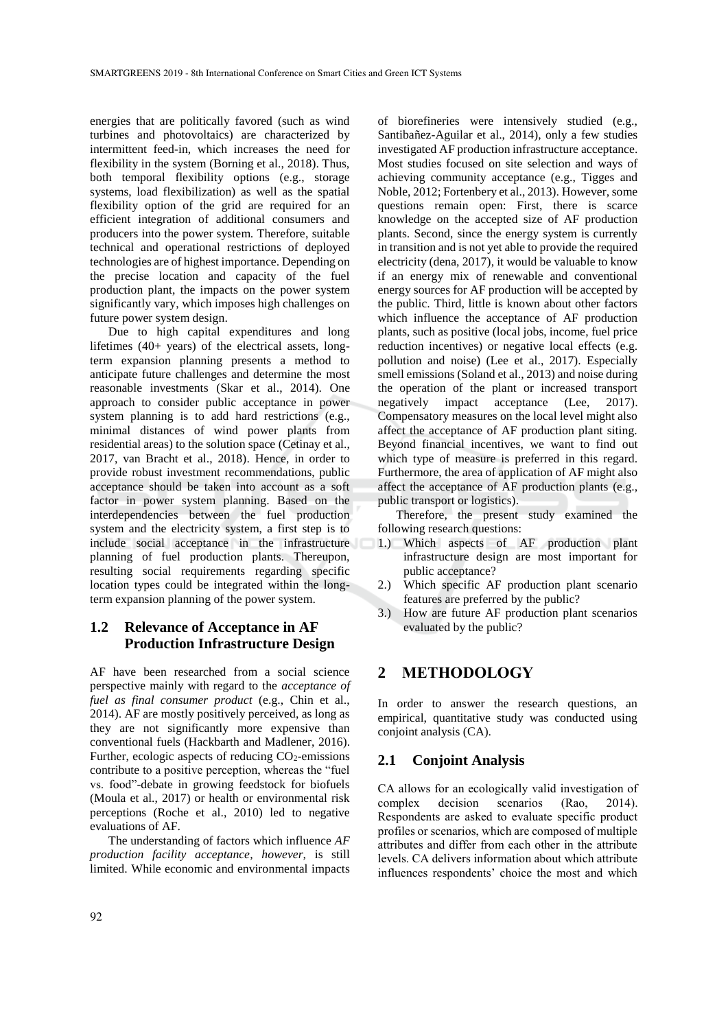energies that are politically favored (such as wind turbines and photovoltaics) are characterized by intermittent feed-in, which increases the need for flexibility in the system (Borning et al., 2018). Thus, both temporal flexibility options (e.g., storage systems, load flexibilization) as well as the spatial flexibility option of the grid are required for an efficient integration of additional consumers and producers into the power system. Therefore, suitable technical and operational restrictions of deployed technologies are of highest importance. Depending on the precise location and capacity of the fuel production plant, the impacts on the power system significantly vary, which imposes high challenges on future power system design.

Due to high capital expenditures and long lifetimes (40+ years) of the electrical assets, long-term expansion planning presents a method to anticipate future challenges and determine the most reasonable investments (Skar et al., 2014). One approach to consider public acceptance in power system planning is to add hard restrictions (e.g., minimal distances of wind power plants from residential areas) to the solution space (Cetinay et al., 2017, van Bracht et al., 2018). Hence, in order to provide robust investment recommendations, public acceptance should be taken into account as a soft factor in power system planning. Based on the interdependencies between the fuel production system and the electricity system, a first step is to include social acceptance in the infrastructure planning of fuel production plants. Thereupon, resulting social requirements regarding specific location types could be integrated within the long-term expansion planning of the power system.

### 1.2 Relevance of Acceptance in AF Production Infrastructure Design

AF have been researched from a social science perspective mainly with regard to the *acceptance of fuel as final consumer product* (e.g., Chin et al., 2014). AF are mostly positively perceived, as long as they are not significantly more expensive than conventional fuels (Hackbarth and Madlener, 2016). Further, ecologic aspects of reducing $CO_2$-emissions contribute to a positive perception, whereas the "fuel vs. food"-debate in growing feedstock for biofuels (Moula et al., 2017) or health or environmental risk perceptions (Roche et al., 2010) led to negative evaluations of AF.

The understanding of factors which influence *AF production facility acceptance, however,* is still limited. While economic and environmental impacts of biorefineries were intensively studied (e.g., Santibañez-Aguilar et al., 2014), only a few studies investigated AF production infrastructure acceptance. Most studies focused on site selection and ways of achieving community acceptance (e.g., Tigges and Noble, 2012; Fortenbery et al., 2013). However, some questions remain open: First, there is scarce knowledge on the accepted size of AF production plants. Second, since the energy system is currently in transition and is not yet able to provide the required electricity (dena, 2017), it would be valuable to know if an energy mix of renewable and conventional energy sources for AF production will be accepted by the public. Third, little is known about other factors which influence the acceptance of AF production plants, such as positive (local jobs, income, fuel price reduction incentives) or negative local effects (e.g. pollution and noise) (Lee et al., 2017). Especially smell emissions (Soland et al., 2013) and noise during the operation of the plant or increased transport negatively impact acceptance (Lee, 2017). Compensatory measures on the local level might also affect the acceptance of AF production plant siting. Beyond financial incentives, we want to find out which type of measure is preferred in this regard. Furthermore, the area of application of AF might also affect the acceptance of AF production plants (e.g., public transport or logistics).

Therefore, the present study examined the following research questions:

1.) Which aspects of AF production plant infrastructure design are most important for public acceptance?
2.) Which specific AF production plant scenario features are preferred by the public?
3.) How are future AF production plant scenarios evaluated by the public?

## 2 METHODOLOGY

In order to answer the research questions, an empirical, quantitative study was conducted using conjoint analysis (CA).

### 2.1 Conjoint Analysis

CA allows for an ecologically valid investigation of complex decision scenarios (Rao, 2014). Respondents are asked to evaluate specific product profiles or scenarios, which are composed of multiple attributes and differ from each other in the attribute levels. CA delivers information about which attribute influences respondents' choice the most and which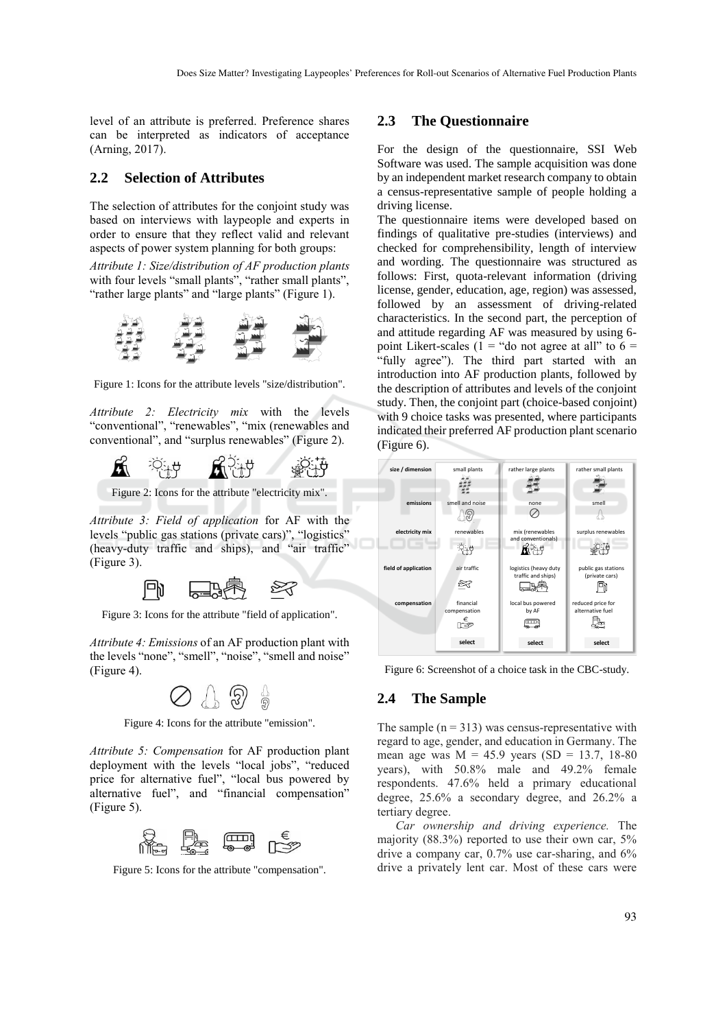level of an attribute is preferred. Preference shares can be interpreted as indicators of acceptance (Arning, 2017).

## 2.2 Selection of Attributes

The selection of attributes for the conjoint study was based on interviews with laypeople and experts in order to ensure that they reflect valid and relevant aspects of power system planning for both groups:

*Attribute 1: Size/distribution of AF production plants* with four levels "small plants", "rather small plants", "rather large plants" and "large plants" (Figure 1).

Figure 1: Icons for the attribute levels "size/distribution".

*Attribute 2: Electricity mix* with the levels "conventional", "renewables", "mix (renewables and conventional", and "surplus renewables" (Figure 2).

Figure 2: Icons for the attribute "electricity mix".

*Attribute 3: Field of application* for AF with the levels "public gas stations (private cars)", "logistics" (heavy-duty traffic and ships), and "air traffic" (Figure 3).

Figure 3: Icons for the attribute "field of application".

*Attribute 4: Emissions* of an AF production plant with the levels "none", "smell", "noise", "smell and noise" (Figure 4).

Figure 4: Icons for the attribute "emission".

*Attribute 5: Compensation* for AF production plant deployment with the levels "local jobs", "reduced price for alternative fuel", "local bus powered by alternative fuel", and "financial compensation" (Figure 5).

Figure 5: Icons for the attribute "compensation".

## 2.3 The Questionnaire

For the design of the questionnaire, SSI Web Software was used. The sample acquisition was done by an independent market research company to obtain a census-representative sample of people holding a driving license.

The questionnaire items were developed based on findings of qualitative pre-studies (interviews) and checked for comprehensibility, length of interview and wording. The questionnaire was structured as follows: First, quota-relevant information (driving license, gender, education, age, region) was assessed, followed by an assessment of driving-related characteristics. In the second part, the perception of and attitude regarding AF was measured by using 6-point Likert-scales (1 = "do not agree at all" to 6 = "fully agree"). The third part started with an introduction into AF production plants, followed by the description of attributes and levels of the conjoint study. Then, the conjoint part (choice-based conjoint) with 9 choice tasks was presented, where participants indicated their preferred AF production plant scenario (Figure 6).

| size / dimension | small plants | rather large plants | rather small plants |
|---|---|---|---|
| emissions | smell and noise | none | smell |
| electricity mix | renewables | mix (renewables and conventionals) | surplus renewables |
| field of application | air traffic | logistics (heavy duty traffic and ships) | public gas stations (private cars) |
| compensation | financial compensation | local bus powered by AF | reduced price for alternative fuel |
| | select | select | select |

Figure 6: Screenshot of a choice task in the CBC-study.

## 2.4 The Sample

The sample (n = 313) was census-representative with regard to age, gender, and education in Germany. The mean age was M = 45.9 years (SD = 13.7, 18-80 years), with 50.8% male and 49.2% female respondents. 47.6% held a primary educational degree, 25.6% a secondary degree, and 26.2% a tertiary degree.

*Car ownership and driving experience.* The majority (88.3%) reported to use their own car, 5% drive a company car, 0.7% use car-sharing, and 6% drive a privately lent car. Most of these cars were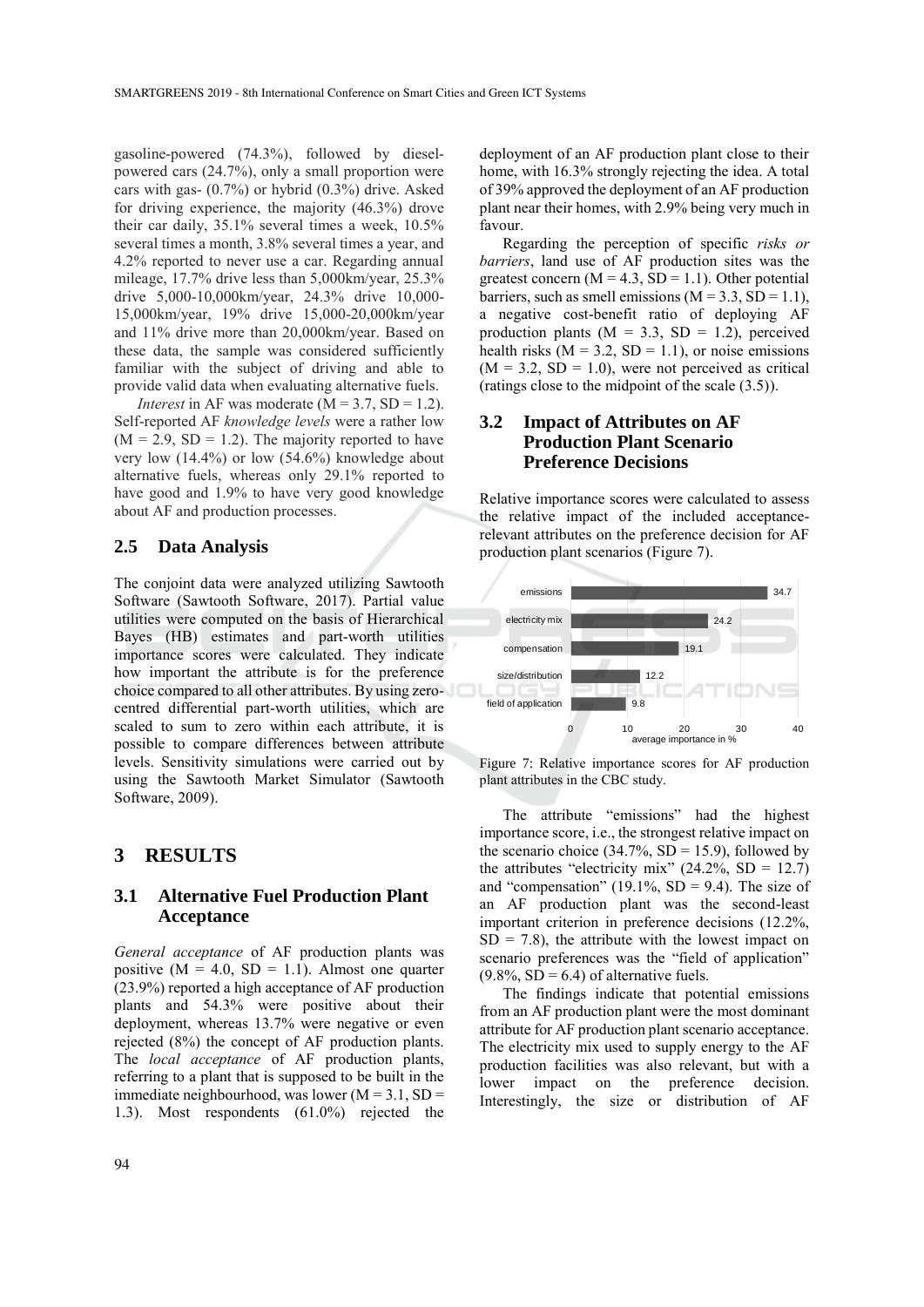gasoline-powered (74.3%), followed by diesel-powered cars (24.7%), only a small proportion were cars with gas- (0.7%) or hybrid (0.3%) drive. Asked for driving experience, the majority (46.3%) drove their car daily, 35.1% several times a week, 10.5% several times a month, 3.8% several times a year, and 4.2% reported to never use a car. Regarding annual mileage, 17.7% drive less than 5,000km/year, 25.3% drive 5,000-10,000km/year, 24.3% drive 10,000-15,000km/year, 19% drive 15,000-20,000km/year and 11% drive more than 20,000km/year. Based on these data, the sample was considered sufficiently familiar with the subject of driving and able to provide valid data when evaluating alternative fuels.

*Interest* in AF was moderate (M = 3.7, SD = 1.2). Self-reported AF *knowledge levels* were a rather low (M = 2.9, SD = 1.2). The majority reported to have very low (14.4%) or low (54.6%) knowledge about alternative fuels, whereas only 29.1% reported to have good and 1.9% to have very good knowledge about AF and production processes.

## 2.5 Data Analysis

The conjoint data were analyzed utilizing Sawtooth Software (Sawtooth Software, 2017). Partial value utilities were computed on the basis of Hierarchical Bayes (HB) estimates and part-worth utilities importance scores were calculated. They indicate how important the attribute is for the preference choice compared to all other attributes. By using zero-centred differential part-worth utilities, which are scaled to sum to zero within each attribute, it is possible to compare differences between attribute levels. Sensitivity simulations were carried out by using the Sawtooth Market Simulator (Sawtooth Software, 2009).

# 3 RESULTS

## 3.1 Alternative Fuel Production Plant Acceptance

*General acceptance* of AF production plants was positive (M = 4.0, SD = 1.1). Almost one quarter (23.9%) reported a high acceptance of AF production plants and 54.3% were positive about their deployment, whereas 13.7% were negative or even rejected (8%) the concept of AF production plants. The *local acceptance* of AF production plants, referring to a plant that is supposed to be built in the immediate neighbourhood, was lower (M = 3.1, SD = 1.3). Most respondents (61.0%) rejected the deployment of an AF production plant close to their home, with 16.3% strongly rejecting the idea. A total of 39% approved the deployment of an AF production plant near their homes, with 2.9% being very much in favour.

Regarding the perception of specific *risks or barriers*, land use of AF production sites was the greatest concern (M = 4.3, SD = 1.1). Other potential barriers, such as smell emissions (M = 3.3, SD = 1.1), a negative cost-benefit ratio of deploying AF production plants (M = 3.3, SD = 1.2), perceived health risks (M = 3.2, SD = 1.1), or noise emissions (M = 3.2, SD = 1.0), were not perceived as critical (ratings close to the midpoint of the scale (3.5)).

## 3.2 Impact of Attributes on AF Production Plant Scenario Preference Decisions

Relative importance scores were calculated to assess the relative impact of the included acceptance-relevant attributes on the preference decision for AF production plant scenarios (Figure 7).

| Attribute | Average importance in % |
|---|---|
| emissions | 34.7 |
| electricity mix | 24.2 |
| compensation | 19.1 |
| size/distribution | 12.2 |
| field of application | 9.8 |

Figure 7: Relative importance scores for AF production plant attributes in the CBC study.

The attribute "emissions" had the highest importance score, i.e., the strongest relative impact on the scenario choice (34.7%, SD = 15.9), followed by the attributes "electricity mix" (24.2%, SD = 12.7) and "compensation" (19.1%, SD = 9.4). The size of an AF production plant was the second-least important criterion in preference decisions (12.2%, SD = 7.8), the attribute with the lowest impact on scenario preferences was the "field of application" (9.8%, SD = 6.4) of alternative fuels.

The findings indicate that potential emissions from an AF production plant were the most dominant attribute for AF production plant scenario acceptance. The electricity mix used to supply energy to the AF production facilities was also relevant, but with a lower impact on the preference decision. Interestingly, the size or distribution of AF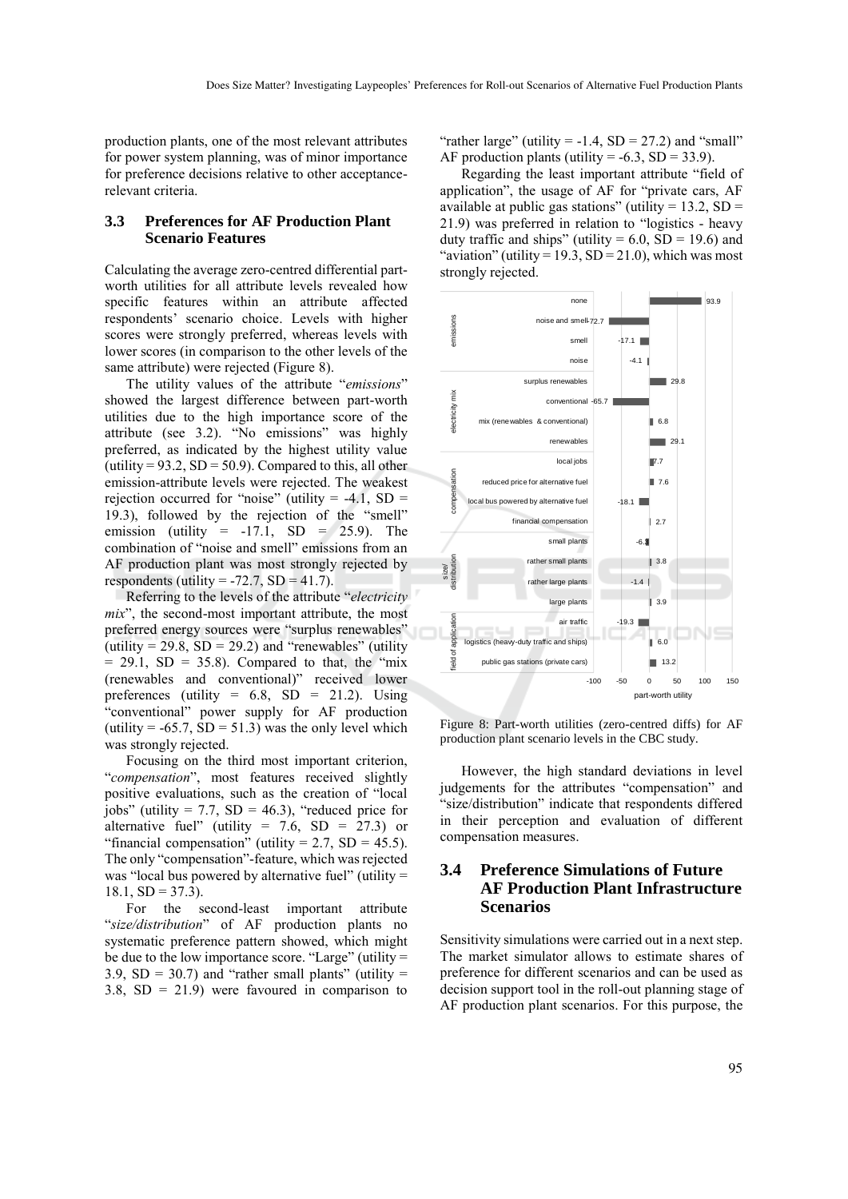production plants, one of the most relevant attributes for power system planning, was of minor importance for preference decisions relative to other acceptance-relevant criteria.

### 3.3 Preferences for AF Production Plant Scenario Features

Calculating the average zero-centred differential part-worth utilities for all attribute levels revealed how specific features within an attribute affected respondents' scenario choice. Levels with higher scores were strongly preferred, whereas levels with lower scores (in comparison to the other levels of the same attribute) were rejected (Figure 8).

The utility values of the attribute "*emissions*" showed the largest difference between part-worth utilities due to the high importance score of the attribute (see 3.2). "No emissions" was highly preferred, as indicated by the highest utility value (utility = 93.2, SD = 50.9). Compared to this, all other emission-attribute levels were rejected. The weakest rejection occurred for "noise" (utility = -4.1, SD = 19.3), followed by the rejection of the "smell" emission (utility = -17.1, SD = 25.9). The combination of "noise and smell" emissions from an AF production plant was most strongly rejected by respondents (utility = -72.7, SD = 41.7).

Referring to the levels of the attribute "*electricity mix*", the second-most important attribute, the most preferred energy sources were "surplus renewables" (utility = 29.8, SD = 29.2) and "renewables" (utility = 29.1, SD = 35.8). Compared to that, the "mix (renewables and conventional)" received lower preferences (utility = 6.8, SD = 21.2). Using "conventional" power supply for AF production (utility = -65.7, SD = 51.3) was the only level which was strongly rejected.

Focusing on the third most important criterion, "*compensation*", most features received slightly positive evaluations, such as the creation of "local jobs" (utility = 7.7, SD = 46.3), "reduced price for alternative fuel" (utility = 7.6, SD = 27.3) or "financial compensation" (utility = 2.7, SD = 45.5). The only "compensation"-feature, which was rejected was "local bus powered by alternative fuel" (utility = 18.1, SD = 37.3).

For the second-least important attribute "*size/distribution*" of AF production plants no systematic preference pattern showed, which might be due to the low importance score. "Large" (utility = 3.9, SD = 30.7) and "rather small plants" (utility = 3.8, SD = 21.9) were favoured in comparison to "rather large" (utility = -1.4, SD = 27.2) and "small" AF production plants (utility = -6.3, SD = 33.9).

Regarding the least important attribute "field of application", the usage of AF for "private cars, AF available at public gas stations" (utility = 13.2, SD = 21.9) was preferred in relation to "logistics - heavy duty traffic and ships" (utility = 6.0, SD = 19.6) and "aviation" (utility = 19.3, SD = 21.0), which was most strongly rejected.

| Attribute | Level | Part-worth utility |
|---|---|---|
| emissions | none | 93.9 |
| | noise and smell | -72.7 |
| | smell | -17.1 |
| | noise | -4.1 |
| electricity mix | surplus renewables | 29.8 |
| | conventional | -65.7 |
| | mix (renewables & conventional) | 6.8 |
| | renewables | 29.1 |
| compensation | local jobs | 7.7 |
| | reduced price for alternative fuel | 7.6 |
| | local bus powered by alternative fuel | -18.1 |
| | financial compensation | 2.7 |
| size/ distribution | small plants | -6.3 |
| | rather small plants | 3.8 |
| | rather large plants | -1.4 |
| | large plants | 3.9 |
| field of application | air traffic | -19.3 |
| | logistics (heavy-duty traffic and ships) | 6.0 |
| | public gas stations (private cars) | 13.2 |

Figure 8: Part-worth utilities (zero-centred diffs) for AF production plant scenario levels in the CBC study.

However, the high standard deviations in level judgements for the attributes "compensation" and "size/distribution" indicate that respondents differed in their perception and evaluation of different compensation measures.

### 3.4 Preference Simulations of Future AF Production Plant Infrastructure Scenarios

Sensitivity simulations were carried out in a next step. The market simulator allows to estimate shares of preference for different scenarios and can be used as decision support tool in the roll-out planning stage of AF production plant scenarios. For this purpose, the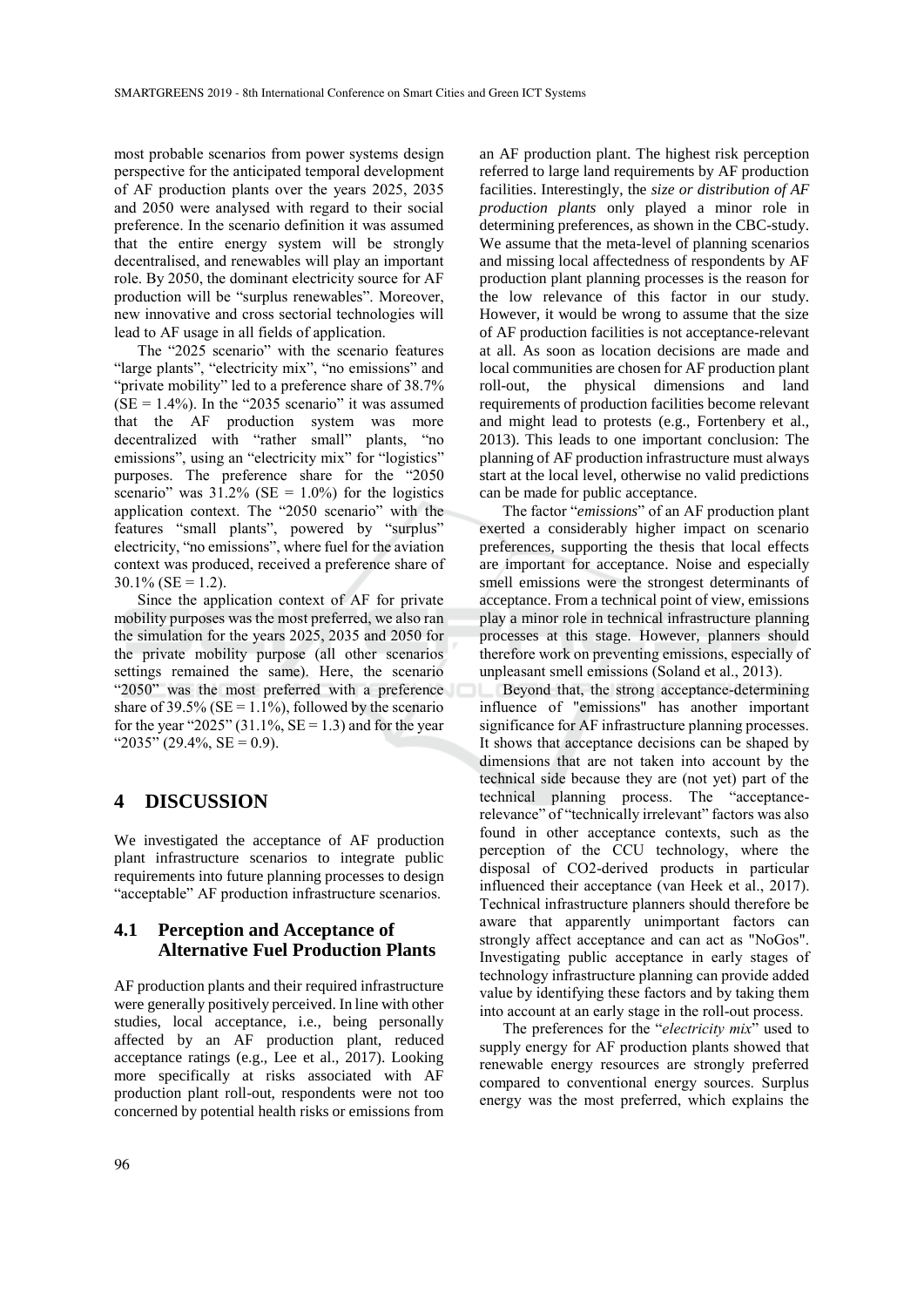most probable scenarios from power systems design perspective for the anticipated temporal development of AF production plants over the years 2025, 2035 and 2050 were analysed with regard to their social preference. In the scenario definition it was assumed that the entire energy system will be strongly decentralised, and renewables will play an important role. By 2050, the dominant electricity source for AF production will be "surplus renewables". Moreover, new innovative and cross sectorial technologies will lead to AF usage in all fields of application.

The "2025 scenario" with the scenario features "large plants", "electricity mix", "no emissions" and "private mobility" led to a preference share of 38.7% (SE = 1.4%). In the "2035 scenario" it was assumed that the AF production system was more decentralized with "rather small" plants, "no emissions", using an "electricity mix" for "logistics" purposes. The preference share for the "2050 scenario" was 31.2% (SE = 1.0%) for the logistics application context. The "2050 scenario" with the features "small plants", powered by "surplus" electricity, "no emissions", where fuel for the aviation context was produced, received a preference share of 30.1% (SE = 1.2).

Since the application context of AF for private mobility purposes was the most preferred, we also ran the simulation for the years 2025, 2035 and 2050 for the private mobility purpose (all other scenarios settings remained the same). Here, the scenario "2050" was the most preferred with a preference share of 39.5% (SE = 1.1%), followed by the scenario for the year "2025" (31.1%, SE = 1.3) and for the year "2035" (29.4%, SE = 0.9).

## 4 DISCUSSION

We investigated the acceptance of AF production plant infrastructure scenarios to integrate public requirements into future planning processes to design "acceptable" AF production infrastructure scenarios.

### 4.1 Perception and Acceptance of Alternative Fuel Production Plants

AF production plants and their required infrastructure were generally positively perceived. In line with other studies, local acceptance, i.e., being personally affected by an AF production plant, reduced acceptance ratings (e.g., Lee et al., 2017). Looking more specifically at risks associated with AF production plant roll-out, respondents were not too concerned by potential health risks or emissions from an AF production plant. The highest risk perception referred to large land requirements by AF production facilities. Interestingly, the *size or distribution of AF production plants* only played a minor role in determining preferences, as shown in the CBC-study. We assume that the meta-level of planning scenarios and missing local affectedness of respondents by AF production plant planning processes is the reason for the low relevance of this factor in our study. However, it would be wrong to assume that the size of AF production facilities is not acceptance-relevant at all. As soon as location decisions are made and local communities are chosen for AF production plant roll-out, the physical dimensions and land requirements of production facilities become relevant and might lead to protests (e.g., Fortenbery et al., 2013). This leads to one important conclusion: The planning of AF production infrastructure must always start at the local level, otherwise no valid predictions can be made for public acceptance.

The factor "*emissions*" of an AF production plant exerted a considerably higher impact on scenario preferences, supporting the thesis that local effects are important for acceptance. Noise and especially smell emissions were the strongest determinants of acceptance. From a technical point of view, emissions play a minor role in technical infrastructure planning processes at this stage. However, planners should therefore work on preventing emissions, especially of unpleasant smell emissions (Soland et al., 2013).

Beyond that, the strong acceptance-determining influence of "emissions" has another important significance for AF infrastructure planning processes. It shows that acceptance decisions can be shaped by dimensions that are not taken into account by the technical side because they are (not yet) part of the technical planning process. The "acceptance-relevance" of "technically irrelevant" factors was also found in other acceptance contexts, such as the perception of the CCU technology, where the disposal of $CO_2$-derived products in particular influenced their acceptance (van Heek et al., 2017). Technical infrastructure planners should therefore be aware that apparently unimportant factors can strongly affect acceptance and can act as "NoGos". Investigating public acceptance in early stages of technology infrastructure planning can provide added value by identifying these factors and by taking them into account at an early stage in the roll-out process.

The preferences for the "*electricity mix*" used to supply energy for AF production plants showed that renewable energy resources are strongly preferred compared to conventional energy sources. Surplus energy was the most preferred, which explains the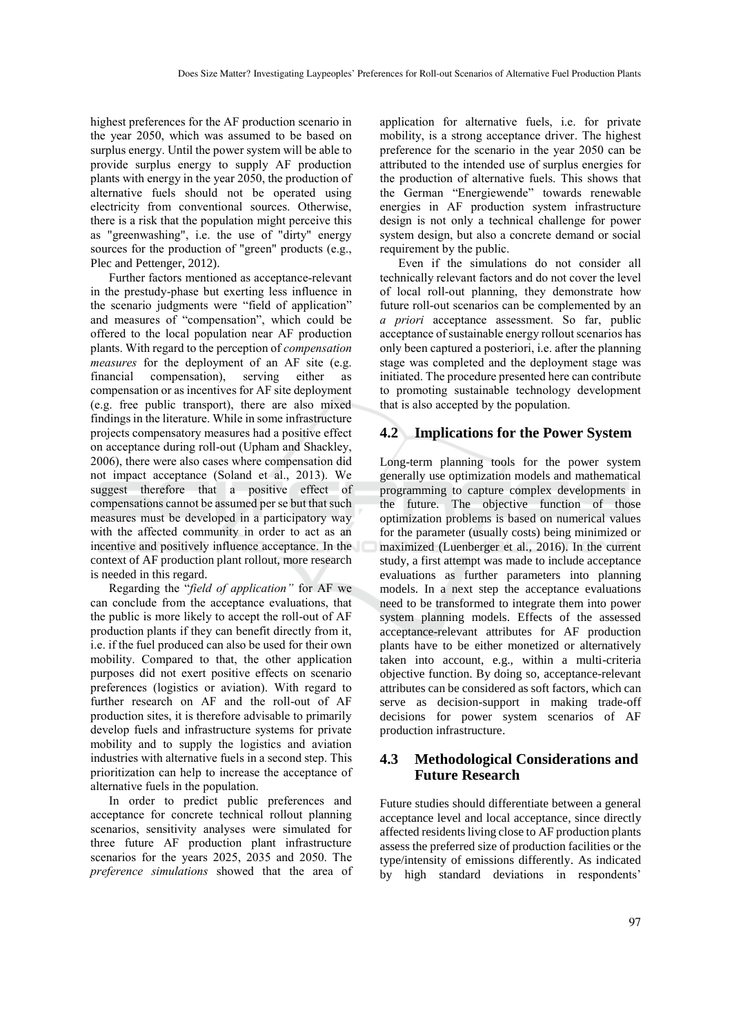highest preferences for the AF production scenario in the year 2050, which was assumed to be based on surplus energy. Until the power system will be able to provide surplus energy to supply AF production plants with energy in the year 2050, the production of alternative fuels should not be operated using electricity from conventional sources. Otherwise, there is a risk that the population might perceive this as "greenwashing", i.e. the use of "dirty" energy sources for the production of "green" products (e.g., Plec and Pettenger, 2012).

Further factors mentioned as acceptance-relevant in the prestudy-phase but exerting less influence in the scenario judgments were "field of application" and measures of "compensation", which could be offered to the local population near AF production plants. With regard to the perception of *compensation measures* for the deployment of an AF site (e.g. financial compensation), serving either as compensation or as incentives for AF site deployment (e.g. free public transport), there are also mixed findings in the literature. While in some infrastructure projects compensatory measures had a positive effect on acceptance during roll-out (Upham and Shackley, 2006), there were also cases where compensation did not impact acceptance (Soland et al., 2013). We suggest therefore that a positive effect of compensations cannot be assumed per se but that such measures must be developed in a participatory way with the affected community in order to act as an incentive and positively influence acceptance. In the context of AF production plant rollout, more research is needed in this regard.

Regarding the "*field of application"* for AF we can conclude from the acceptance evaluations, that the public is more likely to accept the roll-out of AF production plants if they can benefit directly from it, i.e. if the fuel produced can also be used for their own mobility. Compared to that, the other application purposes did not exert positive effects on scenario preferences (logistics or aviation). With regard to further research on AF and the roll-out of AF production sites, it is therefore advisable to primarily develop fuels and infrastructure systems for private mobility and to supply the logistics and aviation industries with alternative fuels in a second step. This prioritization can help to increase the acceptance of alternative fuels in the population.

In order to predict public preferences and acceptance for concrete technical rollout planning scenarios, sensitivity analyses were simulated for three future AF production plant infrastructure scenarios for the years 2025, 2035 and 2050. The *preference simulations* showed that the area of application for alternative fuels, i.e. for private mobility, is a strong acceptance driver. The highest preference for the scenario in the year 2050 can be attributed to the intended use of surplus energies for the production of alternative fuels. This shows that the German "Energiewende" towards renewable energies in AF production system infrastructure design is not only a technical challenge for power system design, but also a concrete demand or social requirement by the public.

Even if the simulations do not consider all technically relevant factors and do not cover the level of local roll-out planning, they demonstrate how future roll-out scenarios can be complemented by an *a priori* acceptance assessment. So far, public acceptance of sustainable energy rollout scenarios has only been captured a posteriori, i.e. after the planning stage was completed and the deployment stage was initiated. The procedure presented here can contribute to promoting sustainable technology development that is also accepted by the population.

## 4.2 Implications for the Power System

Long-term planning tools for the power system generally use optimization models and mathematical programming to capture complex developments in the future. The objective function of those optimization problems is based on numerical values for the parameter (usually costs) being minimized or maximized (Luenberger et al., 2016). In the current study, a first attempt was made to include acceptance evaluations as further parameters into planning models. In a next step the acceptance evaluations need to be transformed to integrate them into power system planning models. Effects of the assessed acceptance-relevant attributes for AF production plants have to be either monetized or alternatively taken into account, e.g., within a multi-criteria objective function. By doing so, acceptance-relevant attributes can be considered as soft factors, which can serve as decision-support in making trade-off decisions for power system scenarios of AF production infrastructure.

## 4.3 Methodological Considerations and Future Research

Future studies should differentiate between a general acceptance level and local acceptance, since directly affected residents living close to AF production plants assess the preferred size of production facilities or the type/intensity of emissions differently. As indicated by high standard deviations in respondents'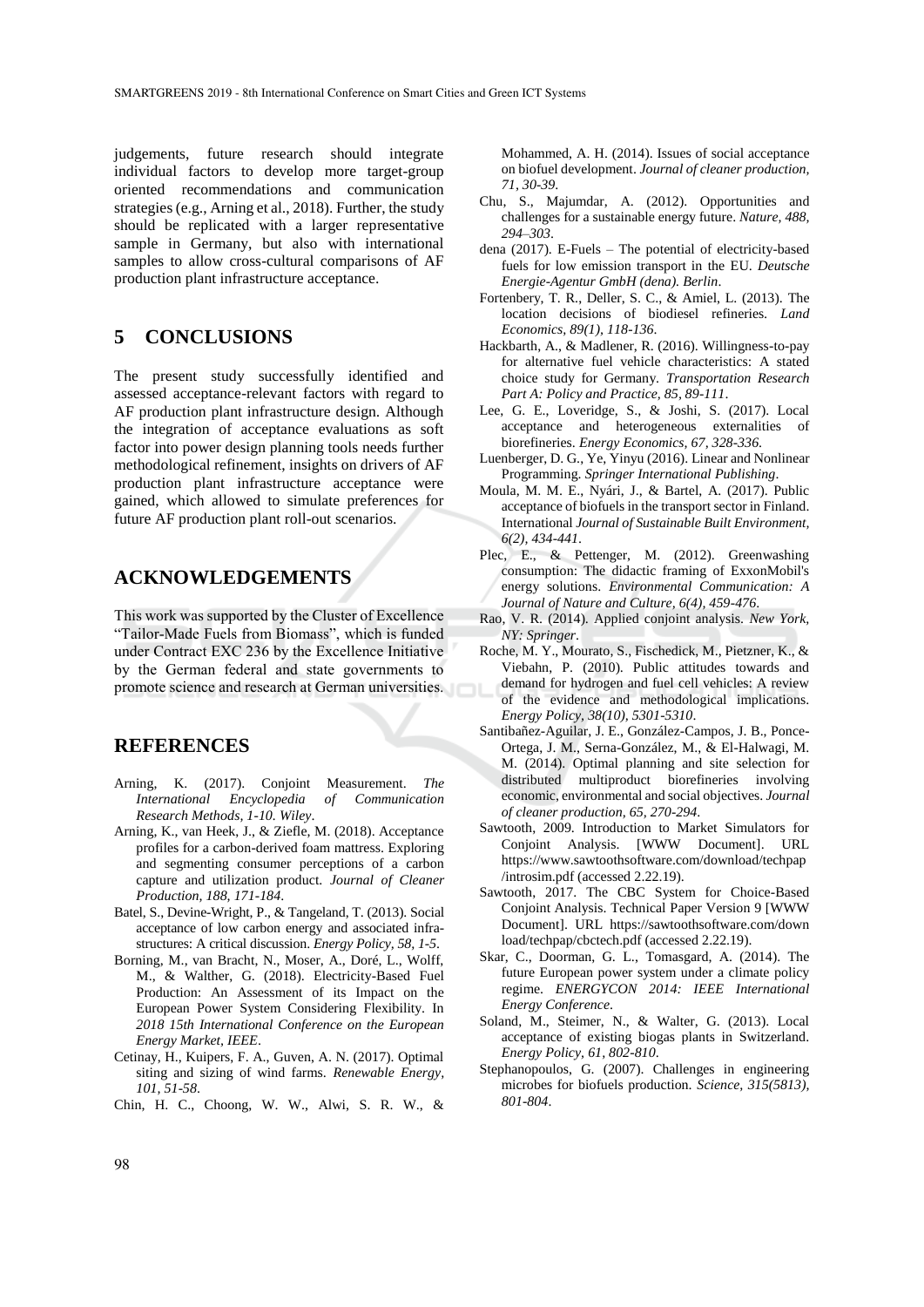judgements, future research should integrate individual factors to develop more target-group oriented recommendations and communication strategies (e.g., Arning et al., 2018). Further, the study should be replicated with a larger representative sample in Germany, but also with international samples to allow cross-cultural comparisons of AF production plant infrastructure acceptance.

## 5 CONCLUSIONS

The present study successfully identified and assessed acceptance-relevant factors with regard to AF production plant infrastructure design. Although the integration of acceptance evaluations as soft factor into power design planning tools needs further methodological refinement, insights on drivers of AF production plant infrastructure acceptance were gained, which allowed to simulate preferences for future AF production plant roll-out scenarios.

## ACKNOWLEDGEMENTS

This work was supported by the Cluster of Excellence "Tailor-Made Fuels from Biomass", which is funded under Contract EXC 236 by the Excellence Initiative by the German federal and state governments to promote science and research at German universities.

## REFERENCES

Arning, K. (2017). Conjoint Measurement. *The International Encyclopedia of Communication Research Methods, 1-10. Wiley*.

Arning, K., van Heek, J., & Ziefle, M. (2018). Acceptance profiles for a carbon-derived foam mattress. Exploring and segmenting consumer perceptions of a carbon capture and utilization product. *Journal of Cleaner Production, 188, 171-184.*

Batel, S., Devine-Wright, P., & Tangeland, T. (2013). Social acceptance of low carbon energy and associated infrastructures: A critical discussion. *Energy Policy, 58, 1-5.*

Borning, M., van Bracht, N., Moser, A., Doré, L., Wolff, M., & Walther, G. (2018). Electricity-Based Fuel Production: An Assessment of its Impact on the European Power System Considering Flexibility. In *2018 15th International Conference on the European Energy Market, IEEE*.

Cetinay, H., Kuipers, F. A., Guven, A. N. (2017). Optimal siting and sizing of wind farms. *Renewable Energy, 101, 51-58.*

Chin, H. C., Choong, W. W., Alwi, S. R. W., & Mohammed, A. H. (2014). Issues of social acceptance on biofuel development. *Journal of cleaner production, 71, 30-39.*

Chu, S., Majumdar, A. (2012). Opportunities and challenges for a sustainable energy future. *Nature, 488, 294–303.*

dena (2017). E-Fuels – The potential of electricity-based fuels for low emission transport in the EU. *Deutsche Energie-Agentur GmbH (dena). Berlin*.

Fortenbery, T. R., Deller, S. C., & Amiel, L. (2013). The location decisions of biodiesel refineries. *Land Economics, 89(1), 118-136.*

Hackbarth, A., & Madlener, R. (2016). Willingness-to-pay for alternative fuel vehicle characteristics: A stated choice study for Germany. *Transportation Research Part A: Policy and Practice, 85, 89-111.*

Lee, G. E., Loveridge, S., & Joshi, S. (2017). Local acceptance and heterogeneous externalities of biorefineries. *Energy Economics, 67, 328-336.*

Luenberger, D. G., Ye, Yinyu (2016). Linear and Nonlinear Programming. *Springer International Publishing*.

Moula, M. M. E., Nyári, J., & Bartel, A. (2017). Public acceptance of biofuels in the transport sector in Finland. International *Journal of Sustainable Built Environment, 6(2), 434-441.*

Plec, E., & Pettenger, M. (2012). Greenwashing consumption: The didactic framing of ExxonMobil's energy solutions. *Environmental Communication: A Journal of Nature and Culture, 6(4), 459-476.*

Rao, V. R. (2014). Applied conjoint analysis. *New York, NY: Springer*.

Roche, M. Y., Mourato, S., Fischedick, M., Pietzner, K., & Viebahn, P. (2010). Public attitudes towards and demand for hydrogen and fuel cell vehicles: A review of the evidence and methodological implications. *Energy Policy, 38(10), 5301-5310.*

Santibañez-Aguilar, J. E., González-Campos, J. B., Ponce-Ortega, J. M., Serna-González, M., & El-Halwagi, M. M. (2014). Optimal planning and site selection for distributed multiproduct biorefineries involving economic, environmental and social objectives. *Journal of cleaner production, 65, 270-294.*

Sawtooth, 2009. Introduction to Market Simulators for Conjoint Analysis. [WWW Document]. URL https://www.sawtoothsoftware.com/download/techpap/introsim.pdf (accessed 2.22.19).

Sawtooth, 2017. The CBC System for Choice-Based Conjoint Analysis. Technical Paper Version 9 [WWW Document]. URL https://sawtoothsoftware.com/download/techpap/cbctech.pdf (accessed 2.22.19).

Skar, C., Doorman, G. L., Tomasgard, A. (2014). The future European power system under a climate policy regime. *ENERGYCON 2014: IEEE International Energy Conference*.

Soland, M., Steimer, N., & Walter, G. (2013). Local acceptance of existing biogas plants in Switzerland. *Energy Policy, 61, 802-810.*

Stephanopoulos, G. (2007). Challenges in engineering microbes for biofuels production. *Science, 315(5813), 801-804.*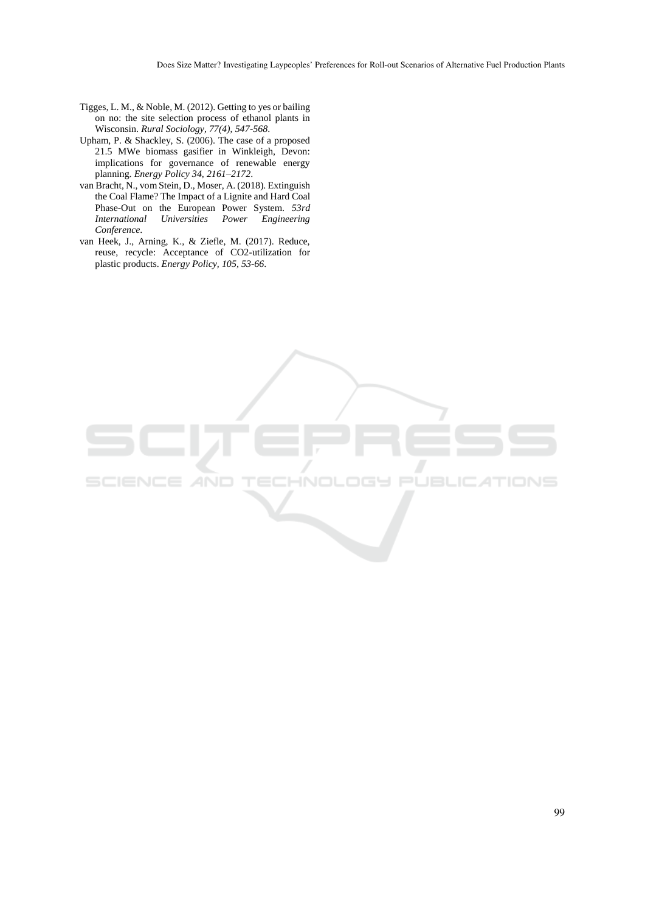Tigges, L. M., & Noble, M. (2012). Getting to yes or bailing on no: the site selection process of ethanol plants in Wisconsin. *Rural Sociology, 77(4), 547-568*.

Upham, P. & Shackley, S. (2006). The case of a proposed 21.5 MWe biomass gasifier in Winkleigh, Devon: implications for governance of renewable energy planning. *Energy Policy 34, 2161–2172*.

van Bracht, N., vom Stein, D., Moser, A. (2018). Extinguish the Coal Flame? The Impact of a Lignite and Hard Coal Phase-Out on the European Power System. *53rd International Universities Power Engineering Conference*.

van Heek, J., Arning, K., & Ziefle, M. (2017). Reduce, reuse, recycle: Acceptance of CO2-utilization for plastic products. *Energy Policy, 105, 53-66*.